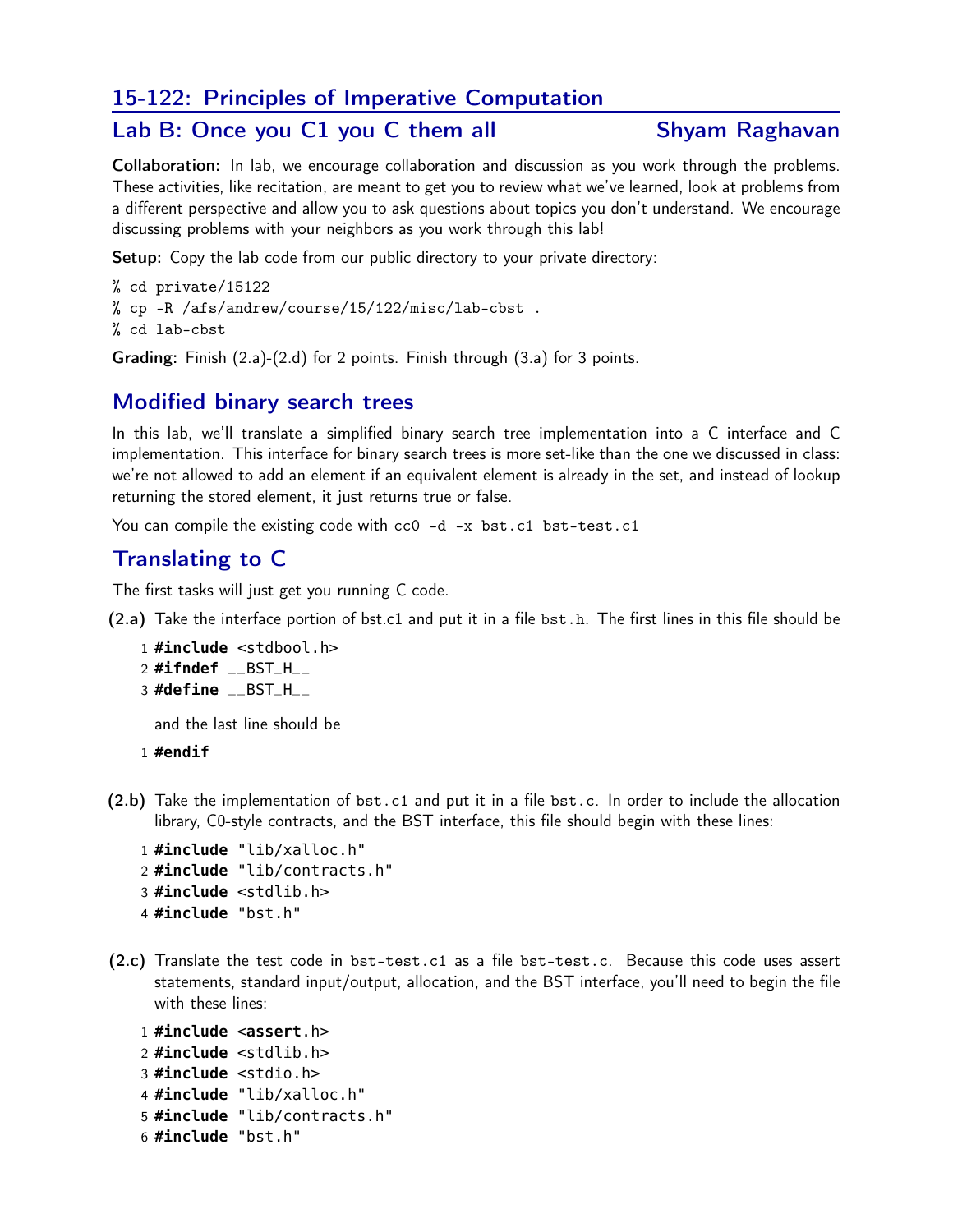## 15-122: Principles of Imperative Computation

## Lab B: Once you C1 you C them all — Shyam Raghavan

**Collaboration:** In lab, we encourage collaboration and discussion as you work through the problems. These activities, like recitation, are meant to get you to review what we've learned, look at problems from a different perspective and allow you to ask questions about topics you don't understand. We encourage discussing problems with your neighbors as you work through this lab!

**Setup:** Copy the lab code from our public directory to your private directory:

```
% cd private/15122
% cp -R /afs/andrew/course/15/122/misc/lab-cbst .
% cd lab-cbst
```

**Grading:** Finish (2.a)-(2.d) for 2 points. Finish through (3.a) for 3 points.

## Modified binary search trees

In this lab, we'll translate a simplified binary search tree implementation into a C interface and C implementation. This interface for binary search trees is more set-like than the one we discussed in class: we're not allowed to add an element if an equivalent element is already in the set, and instead of lookup returning the stored element, it just returns true or false.

You can compile the existing code with `cc0 -d -x bst.c1 bst-test.c1`

## Translating to C

The first tasks will just get you running C code.

**(2.a)** Take the interface portion of bst.c1 and put it in a file `bst.h`. The first lines in this file should be

```
1 #include <stdbool.h>
2 #ifndef __BST_H__
3 #define __BST_H__
```

and the last line should be

```
1 #endif
```

**(2.b)** Take the implementation of `bst.c1` and put it in a file `bst.c`. In order to include the allocation library, C0-style contracts, and the BST interface, this file should begin with these lines:

```
1 #include "lib/xalloc.h"
2 #include "lib/contracts.h"
3 #include <stdlib.h>
4 #include "bst.h"
```

**(2.c)** Translate the test code in `bst-test.c1` as a file `bst-test.c`. Because this code uses assert statements, standard input/output, allocation, and the BST interface, you'll need to begin the file with these lines:

```
1 #include <assert.h>
2 #include <stdlib.h>
3 #include <stdio.h>
4 #include "lib/xalloc.h"
5 #include "lib/contracts.h"
6 #include "bst.h"
```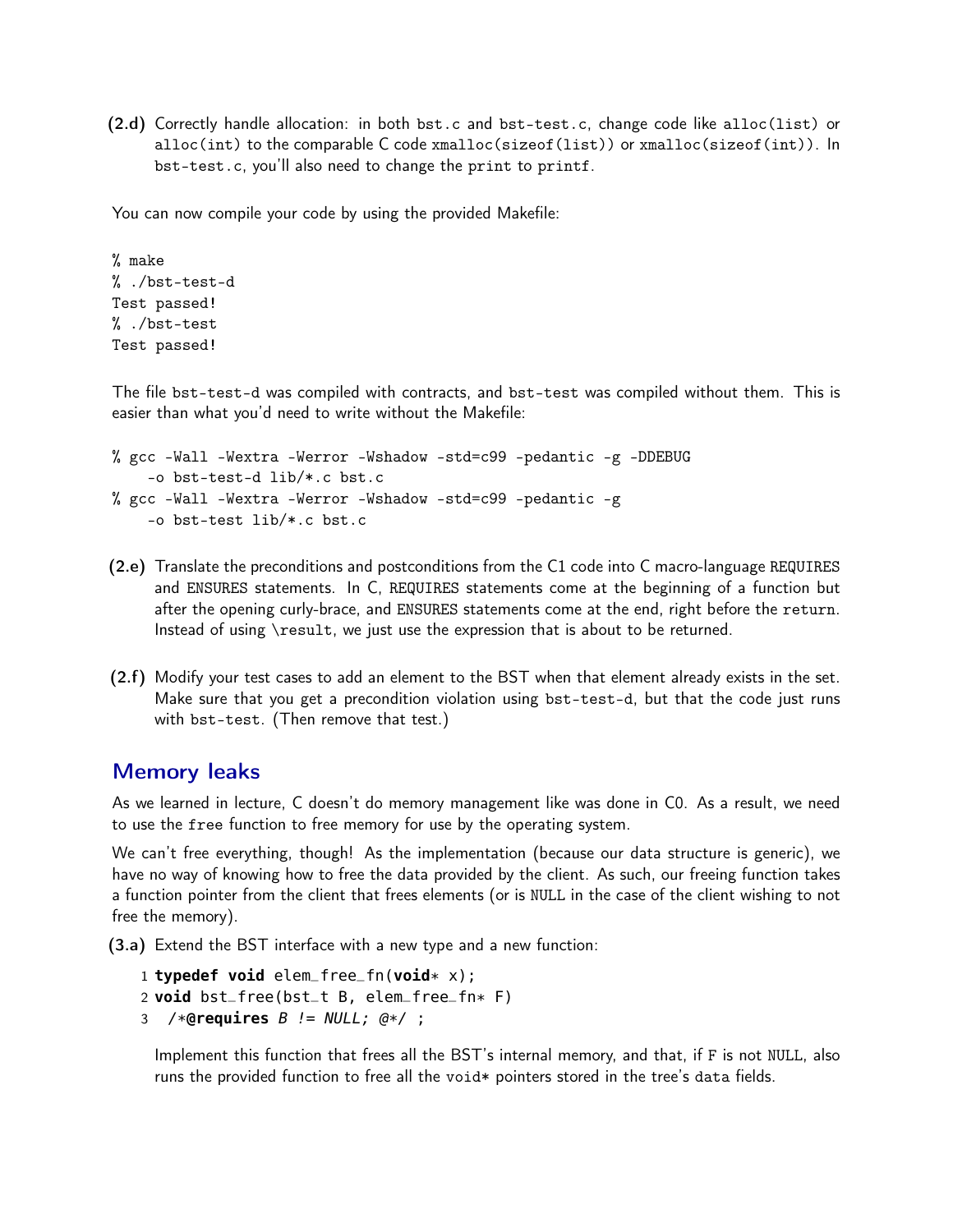**(2.d)** Correctly handle allocation: in both `bst.c` and `bst-test.c`, change code like `alloc(list)` or `alloc(int)` to the comparable C code `xmalloc(sizeof(list))` or `xmalloc(sizeof(int))`. In `bst-test.c`, you'll also need to change the `print` to `printf`.

You can now compile your code by using the provided Makefile:

```
% make
% ./bst-test-d
Test passed!
% ./bst-test
Test passed!
```

The file `bst-test-d` was compiled with contracts, and `bst-test` was compiled without them. This is easier than what you'd need to write without the Makefile:

```
% gcc -Wall -Wextra -Werror -Wshadow -std=c99 -pedantic -g -DDEBUG
    -o bst-test-d lib/*.c bst.c
% gcc -Wall -Wextra -Werror -Wshadow -std=c99 -pedantic -g
    -o bst-test lib/*.c bst.c
```

**(2.e)** Translate the preconditions and postconditions from the C1 code into C macro-language `REQUIRES` and `ENSURES` statements. In C, `REQUIRES` statements come at the beginning of a function but after the opening curly-brace, and `ENSURES` statements come at the end, right before the `return`. Instead of using `\result`, we just use the expression that is about to be returned.

**(2.f)** Modify your test cases to add an element to the BST when that element already exists in the set. Make sure that you get a precondition violation using `bst-test-d`, but that the code just runs with `bst-test`. (Then remove that test.)

## Memory leaks

As we learned in lecture, C doesn't do memory management like was done in C0. As a result, we need to use the `free` function to free memory for use by the operating system.

We can't free everything, though! As the implementation (because our data structure is generic), we have no way of knowing how to free the data provided by the client. As such, our freeing function takes a function pointer from the client that frees elements (or is `NULL` in the case of the client wishing to not free the memory).

**(3.a)** Extend the BST interface with a new type and a new function:

```
1 typedef void elem_free_fn(void* x);
2 void bst_free(bst_t B, elem_free_fn* F)
3  /*@requires B != NULL; @*/ ;
```

Implement this function that frees all the BST's internal memory, and that, if `F` is not `NULL`, also runs the provided function to free all the `void*` pointers stored in the tree's `data` fields.